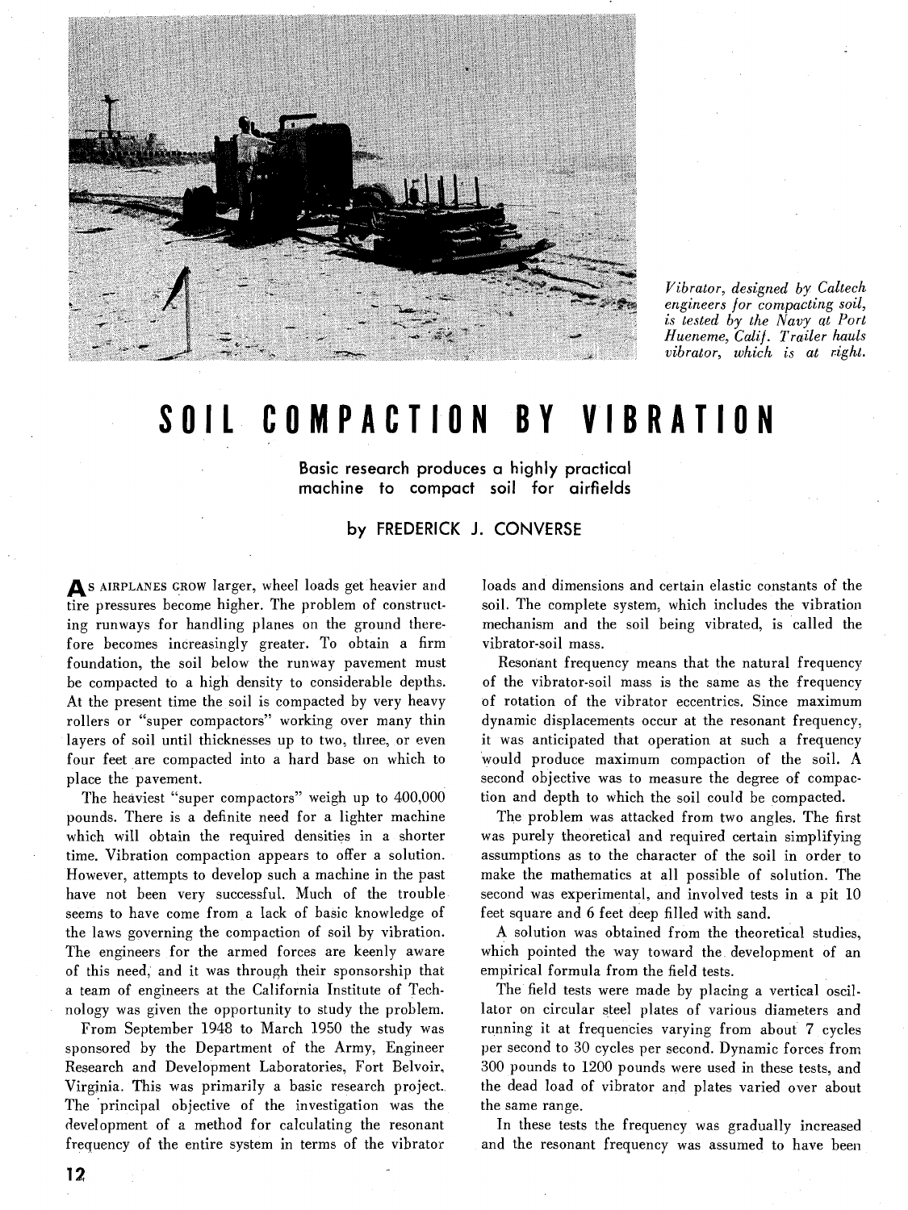*Vibrator, designed by Caltech engineers for compacting soil, is tested by the Navy at Port Hueneme, Calif. Trailer hauls vibrator, which is at right.*

# SOIL COMPACTION BY VIBRATION

**Basic research produces a highly practical machine to compact soil for airfields**

by FREDERICK J. CONVERSE

As AIRPLANES GROW larger, wheel loads get heavier and tire pressures become higher. The problem of constructing runways for handling planes on the ground therefore becomes increasingly greater. To obtain a firm foundation, the soil below the runway pavement must be compacted to a high density to considerable depths. At the present time the soil is compacted by very heavy rollers or "super compactors" working over many thin layers of soil until thicknesses up to two, three, or even four feet are compacted into a hard base on which to place the pavement.

The heaviest "super compactors" weigh up to 400,000 pounds. There is a definite need for a lighter machine which will obtain the required densities in a shorter time. Vibration compaction appears to offer a solution. However, attempts to develop such a machine in the past have not been very successful. Much of the trouble seems to have come from a lack of basic knowledge of the laws governing the compaction of soil by vibration. The engineers for the armed forces are keenly aware of this need, and it was through their sponsorship that a team of engineers at the California Institute of Technology was given the opportunity to study the problem.

From September 1948 to March 1950 the study was sponsored by the Department of the Army, Engineer Research and Development Laboratories, Fort Belvoir, Virginia. This was primarily a basic research project. The principal objective of the investigation was the development of a method for calculating the resonant frequency of the entire system in terms of the vibrator loads and dimensions and certain elastic constants of the soil. The complete system, which includes the vibration mechanism and the soil being vibrated, is called the vibrator-soil mass.

Resonant frequency means that the natural frequency of the vibrator-soil mass is the same as the frequency of rotation of the vibrator eccentrics. Since maximum dynamic displacements occur at the resonant frequency, it was anticipated that operation at such a frequency would produce maximum compaction of the soil. A second objective was to measure the degree of compaction and depth to which the soil could be compacted.

The problem was attacked from two angles. The first was purely theoretical and required certain simplifying assumptions as to the character of the soil in order to make the mathematics at all possible of solution. The second was experimental, and involved tests in a pit 10 feet square and 6 feet deep filled with sand.

A solution was obtained from the theoretical studies, which pointed the way toward the development of an empirical formula from the field tests.

The field tests were made by placing a vertical oscillator on circular steel plates of various diameters and running it at frequencies varying from about 7 cycles per second to 30 cycles per second. Dynamic forces from 300 pounds to 1200 pounds were used in these tests, and the dead load of vibrator and plates varied over about the same range.

In these tests the frequency was gradually increased and the resonant frequency was assumed to have been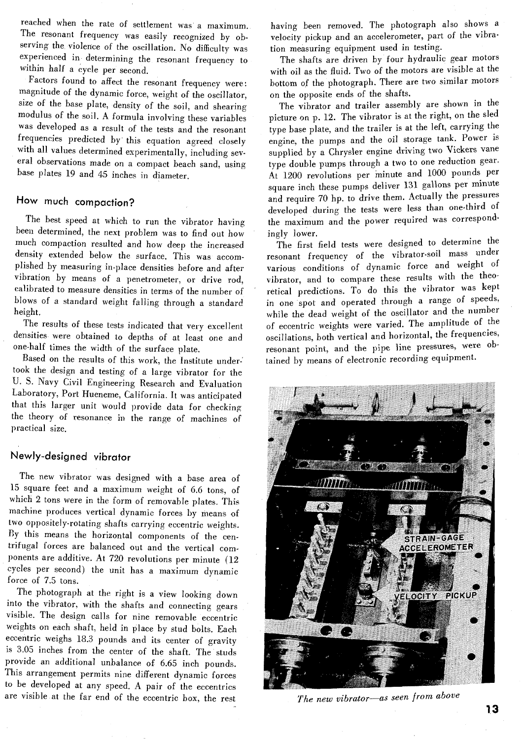reached when the rate of settlement was a maximum. The resonant frequency was easily recognized by observing the violence of the oscillation. No difficulty was experienced in determining the resonant frequency to within half a cycle per second.

Factors found to affect the resonant frequency were: magnitude of the dynamic force, weight of the oscillator, size of the base plate, density of the soil, and shearing modulus of the soil. A formula involving these variables was developed as a result of the tests and the resonant frequencies predicted by this equation agreed closely with all values determined experimentally, including several observations made on a compact beach sand, using base plates 19 and 45 inches in diameter.

## How much compaction?

The best speed at which to run the vibrator having been determined, the next problem was to find out how much compaction resulted and how deep the increased density extended below the surface. This was accomplished by measuring in-place densities before and after vibration by means of a penetrometer, or drive rod, calibrated to measure densities in terms of the number of blows of a standard weight falling through a standard height.

The results of these tests indicated that very excellent densities were obtained to depths of at least one and one-half times the width of the surface plate.

Based on the results of this work, the Institute undertook the design and testing of a large vibrator for the U. S. Navy Civil Engineering Research and Evaluation Laboratory, Port Hueneme, California. It was anticipated that this larger unit would provide data for checking the theory of resonance in the range of machines of practical size.

## Newly-designed vibrator

The new vibrator was designed with a base area of 15 square feet and a maximum weight of 6.6 tons, of which 2 tons were in the form of removable plates. This machine produces vertical dynamic forces by means of two oppositely-rotating shafts carrying eccentric weights. By this means the horizontal components of the centrifugal forces are balanced out and the vertical components are additive. At 720 revolutions per minute (12 cycles per second) the unit has a maximum dynamic force of 7.5 tons.

The photograph at the right is a view looking down into the vibrator, with the shafts and connecting gears visible. The design calls for nine removable eccentric weights on each shaft, held in place by stud bolts. Each eccentric weighs 18.3 pounds and its center of gravity is 3.05 inches from the center of the shaft. The studs provide an additional unbalance of 6.65 inch pounds. This arrangement permits nine different dynamic forces to be developed at any speed. A pair of the eccentrics are visible at the far end of the eccentric box, the rest having been removed. The photograph also shows a velocity pickup and an accelerometer, part of the vibration measuring equipment used in testing.

The shafts are driven by four hydraulic gear motors with oil as the fluid. Two of the motors are visible at the bottom of the photograph. There are two similar motors on the opposite ends of the shafts.

The vibrator and trailer assembly are shown in the picture on p. 12. The vibrator is at the right, on the sled type base plate, and the trailer is at the left, carrying the engine, the pumps and the oil storage tank. Power is supplied by a Chrysler engine driving two Vickers vane type double pumps through a two to one reduction gear. At 1200 revolutions per minute and 1000 pounds per square inch these pumps deliver 131 gallons per minute and require 70 hp. to drive them. Actually the pressures developed during the tests were less than one-third of the maximum and the power required was correspondingly lower.

The first field tests were designed to determine the resonant frequency of the vibrator-soil mass under various conditions of dynamic force and weight of vibrator, and to compare these results with the theoretical predictions. To do this the vibrator was kept in one spot and operated through a range of speeds, while the dead weight of the oscillator and the number of eccentric weights were varied. The amplitude of the oscillations, both vertical and horizontal, the frequencies, resonant point, and the pipe line pressures, were obtained by means of electronic recording equipment.

STRAIN-GAGE ACCELEROMETER

VELOCITY PICKUP

*The new vibrator—as seen from above*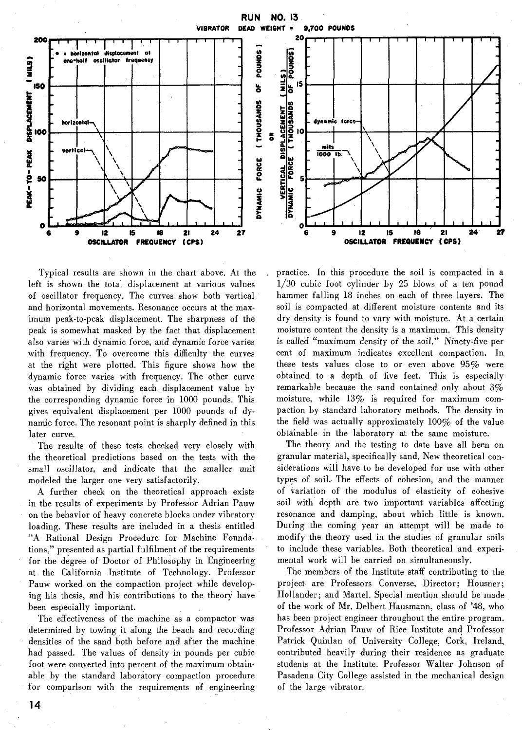RUN NO. 13

VIBRATOR DEAD WEIGHT = 9,700 POUNDS

• = horizontal displacement at one-half oscillator frequency

horizontal

vertical

PEAK-TO-PEAK DISPLACEMENT (MILS)

200
150
100
50
0

6 9 12 15 18 21 24 27

OSCILLATOR FREQUENCY (CPS)

DYNAMIC FORCE (THOUSANDS OF POUNDS) OR VERTICAL DISPLACEMENT (MILS) / DYNAMIC FORCE (THOUSANDS OF POUNDS)

20
15
10
5
0

dynamic force

mils / 1000 lb.

6 9 12 15 18 21 24 27

OSCILLATOR FREQUENCY (CPS)

Typical results are shown in the chart above. At the left is shown the total displacement at various values of oscillator frequency. The curves show both vertical and horizontal movements. Resonance occurs at the maximum peak-to-peak displacement. The sharpness of the peak is somewhat masked by the fact that displacement also varies with dynamic force, and dynamic force varies with frequency. To overcome this difficulty the curves at the right were plotted. This figure shows how the dynamic force varies with frequency. The other curve was obtained by dividing each displacement value by the corresponding dynamic force in 1000 pounds. This gives equivalent displacement per 1000 pounds of dynamic force. The resonant point is sharply defined in this later curve.

The results of these tests checked very closely with the theoretical predictions based on the tests with the small oscillator, and indicate that the smaller unit modeled the larger one very satisfactorily.

A further check on the theoretical approach exists in the results of experiments by Professor Adrian Pauw on the behavior of heavy concrete blocks under vibratory loading. These results are included in a thesis entitled "A Rational Design Procedure for Machine Foundations," presented as partial fulfillment of the requirements for the degree of Doctor of Philosophy in Engineering at the California Institute of Technology. Professor Pauw worked on the compaction project while developing his thesis, and his contributions to the theory have been especially important.

The effectiveness of the machine as a compactor was determined by towing it along the beach and recording densities of the sand both before and after the machine had passed. The values of density in pounds per cubic foot were converted into percent of the maximum obtainable by the standard laboratory compaction procedure for comparison with the requirements of engineering practice. In this procedure the soil is compacted in a 1/30 cubic foot cylinder by 25 blows of a ten pound hammer falling 18 inches on each of three layers. The soil is compacted at different moisture contents and its dry density is found to vary with moisture. At a certain moisture content the density is a maximum. This density is called "maximum density of the soil." Ninety-five per cent of maximum indicates excellent compaction. In these tests values close to or even above 95% were obtained to a depth of five feet. This is especially remarkable because the sand contained only about 3% moisture, while 13% is required for maximum compaction by standard laboratory methods. The density in the field was actually approximately 100% of the value obtainable in the laboratory at the same moisture.

The theory and the testing to date have all been on granular material, specifically sand. New theoretical considerations will have to be developed for use with other types of soil. The effects of cohesion, and the manner of variation of the modulus of elasticity of cohesive soil with depth are two important variables affecting resonance and damping, about which little is known. During the coming year an attempt will be made to modify the theory used in the studies of granular soils to include these variables. Both theoretical and experimental work will be carried on simultaneously.

The members of the Institute staff contributing to the project are Professors Converse, Director; Housner; Hollander; and Martel. Special mention should be made of the work of Mr. Delbert Hausmann, class of '48, who has been project engineer throughout the entire program. Professor Adrian Pauw of Rice Institute and Professor Patrick Quinlan of University College, Cork, Ireland, contributed heavily during their residence as graduate students at the Institute. Professor Walter Johnson of Pasadena City College assisted in the mechanical design of the large vibrator.